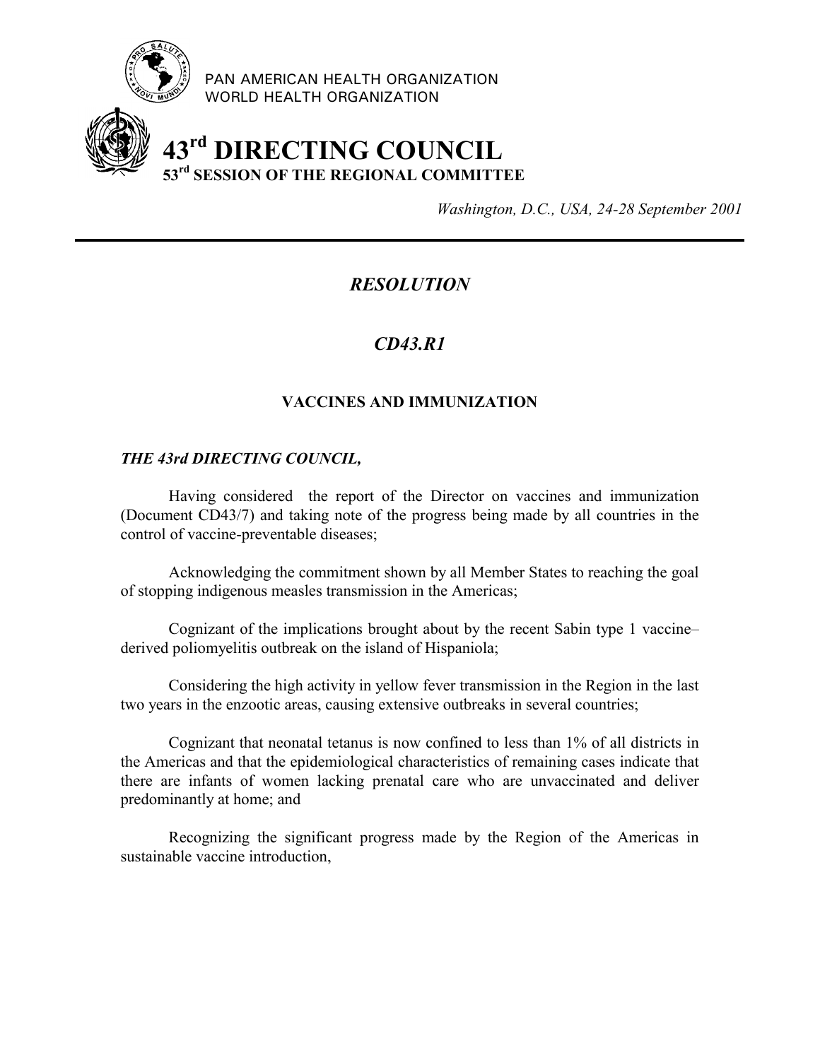PAN AMERICAN HEALTH ORGANIZATION
WORLD HEALTH ORGANIZATION

# 43rd DIRECTING COUNCIL
## 53rd SESSION OF THE REGIONAL COMMITTEE

*Washington, D.C., USA, 24-28 September 2001*

---

## *RESOLUTION*

## *CD43.R1*

### VACCINES AND IMMUNIZATION

***THE 43rd DIRECTING COUNCIL,***

Having considered the report of the Director on vaccines and immunization (Document CD43/7) and taking note of the progress being made by all countries in the control of vaccine-preventable diseases;

Acknowledging the commitment shown by all Member States to reaching the goal of stopping indigenous measles transmission in the Americas;

Cognizant of the implications brought about by the recent Sabin type 1 vaccine–derived poliomyelitis outbreak on the island of Hispaniola;

Considering the high activity in yellow fever transmission in the Region in the last two years in the enzootic areas, causing extensive outbreaks in several countries;

Cognizant that neonatal tetanus is now confined to less than 1% of all districts in the Americas and that the epidemiological characteristics of remaining cases indicate that there are infants of women lacking prenatal care who are unvaccinated and deliver predominantly at home; and

Recognizing the significant progress made by the Region of the Americas in sustainable vaccine introduction,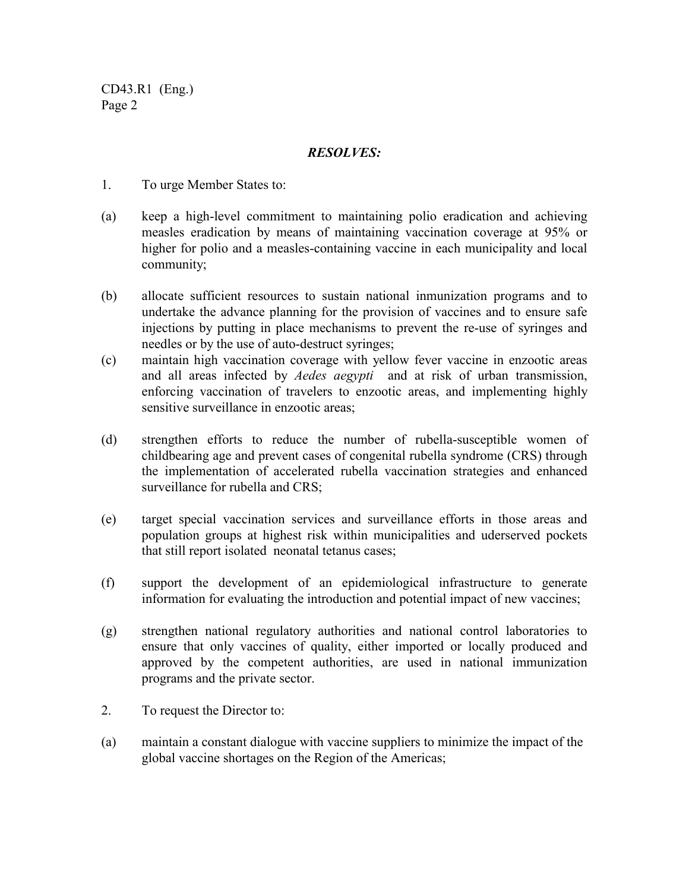***RESOLVES:***

1. To urge Member States to:

(a) keep a high-level commitment to maintaining polio eradication and achieving measles eradication by means of maintaining vaccination coverage at 95% or higher for polio and a measles-containing vaccine in each municipality and local community;

(b) allocate sufficient resources to sustain national inmunization programs and to undertake the advance planning for the provision of vaccines and to ensure safe injections by putting in place mechanisms to prevent the re-use of syringes and needles or by the use of auto-destruct syringes;

(c) maintain high vaccination coverage with yellow fever vaccine in enzootic areas and all areas infected by *Aedes aegypti* and at risk of urban transmission, enforcing vaccination of travelers to enzootic areas, and implementing highly sensitive surveillance in enzootic areas;

(d) strengthen efforts to reduce the number of rubella-susceptible women of childbearing age and prevent cases of congenital rubella syndrome (CRS) through the implementation of accelerated rubella vaccination strategies and enhanced surveillance for rubella and CRS;

(e) target special vaccination services and surveillance efforts in those areas and population groups at highest risk within municipalities and uderserved pockets that still report isolated neonatal tetanus cases;

(f) support the development of an epidemiological infrastructure to generate information for evaluating the introduction and potential impact of new vaccines;

(g) strengthen national regulatory authorities and national control laboratories to ensure that only vaccines of quality, either imported or locally produced and approved by the competent authorities, are used in national immunization programs and the private sector.

2. To request the Director to:

(a) maintain a constant dialogue with vaccine suppliers to minimize the impact of the global vaccine shortages on the Region of the Americas;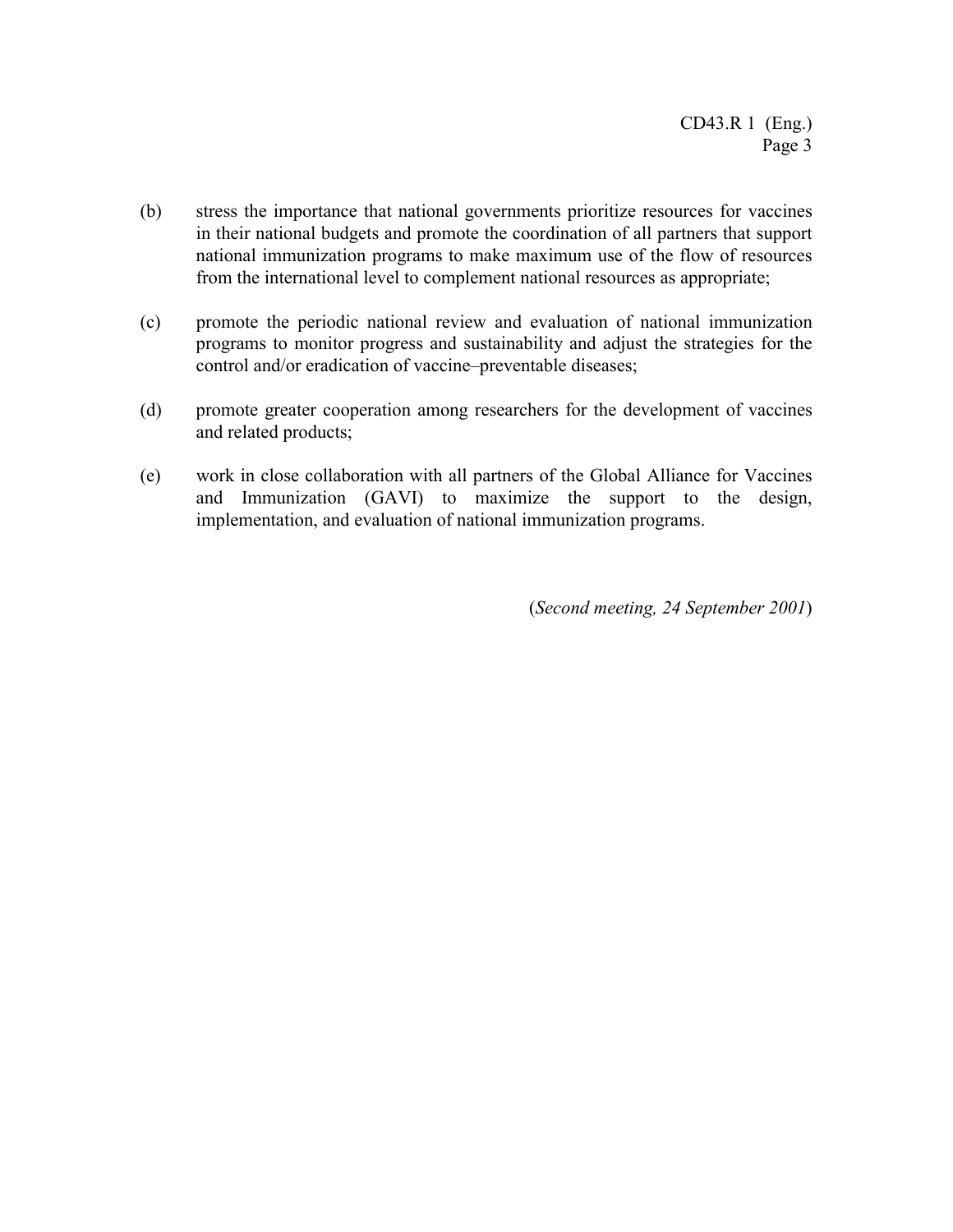(b) stress the importance that national governments prioritize resources for vaccines in their national budgets and promote the coordination of all partners that support national immunization programs to make maximum use of the flow of resources from the international level to complement national resources as appropriate;

(c) promote the periodic national review and evaluation of national immunization programs to monitor progress and sustainability and adjust the strategies for the control and/or eradication of vaccine–preventable diseases;

(d) promote greater cooperation among researchers for the development of vaccines and related products;

(e) work in close collaboration with all partners of the Global Alliance for Vaccines and Immunization (GAVI) to maximize the support to the design, implementation, and evaluation of national immunization programs.

(*Second meeting, 24 September 2001*)